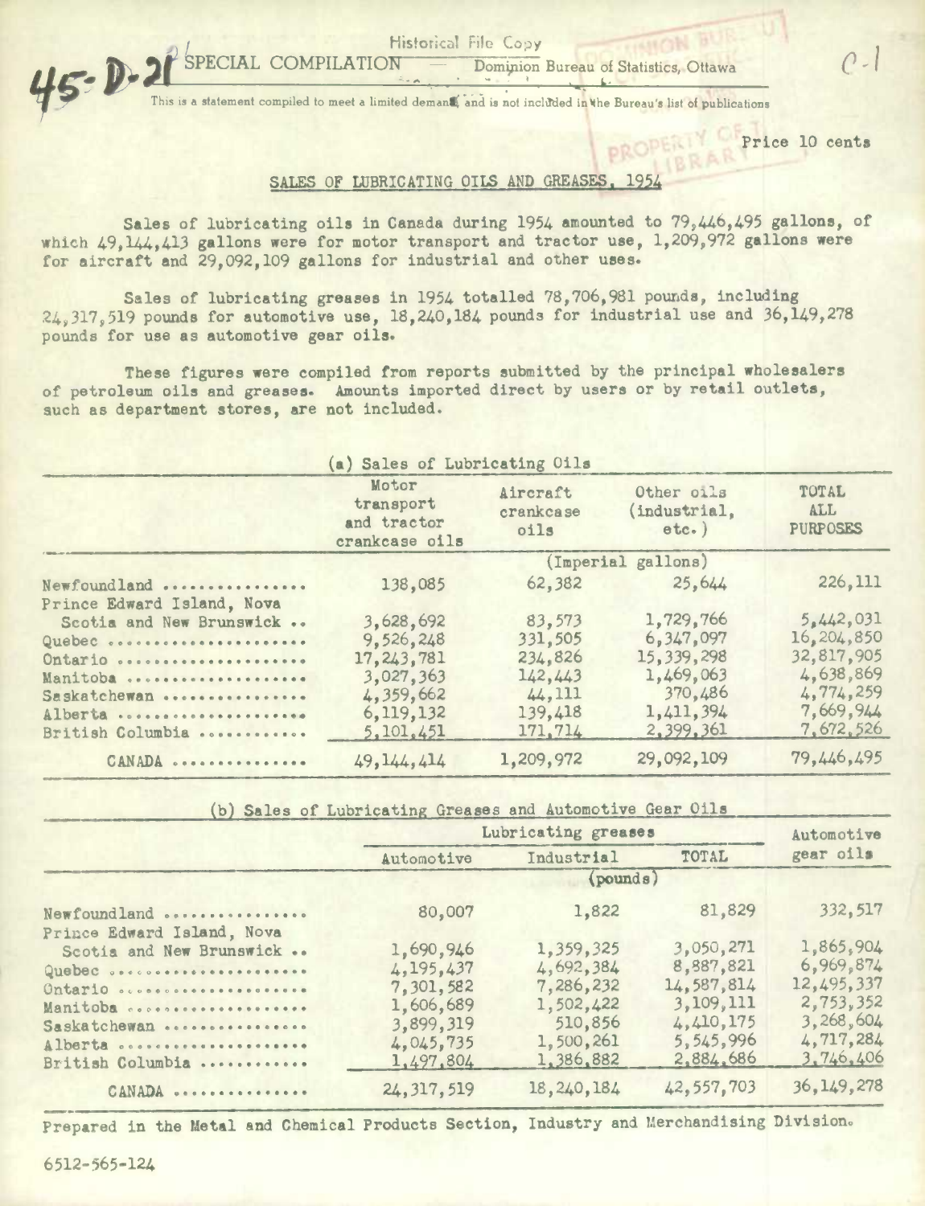Historical File Copy

45-D-21 SPECIAL COMPILATION — Dominion Bureau of Statistics, Ottawa

C-1

This is a statement compiled to meet a limited demand and is not included in the Bureau's list of publications

Price 10 cents

## SALES OF LUBRICATING OILS AND GREASES, 1954

Sales of lubricating oils in Canada during 1954 amounted to 79,446,495 gallons, of which 49,144,413 gallons were for motor transport and tractor use, 1,209,972 gallons were for aircraft and 29,092,109 gallons for industrial and other uses.

Sales of lubricating greases in 1954 totalled 78,706,981 pounds, including 24,317,519 pounds for automotive use, 18,240,184 pounds for industrial use and 36,149,278 pounds for use as automotive gear oils.

These figures were compiled from reports submitted by the principal wholesalers of petroleum oils and greases. Amounts imported direct by users or by retail outlets, such as department stores, are not included.

(a) Sales of Lubricating Oils

| | Motor transport and tractor crankcase oils | Aircraft crankcase oils | Other oils (industrial, etc.) | TOTAL ALL PURPOSES |
|---|---|---|---|---|
| | (Imperial gallons) | | | |
| Newfoundland | 138,085 | 62,382 | 25,644 | 226,111 |
| Prince Edward Island, Nova Scotia and New Brunswick | 3,628,692 | 83,573 | 1,729,766 | 5,442,031 |
| Quebec | 9,526,248 | 331,505 | 6,347,097 | 16,204,850 |
| Ontario | 17,243,781 | 234,826 | 15,339,298 | 32,817,905 |
| Manitoba | 3,027,363 | 142,443 | 1,469,063 | 4,638,869 |
| Saskatchewan | 4,359,662 | 44,111 | 370,486 | 4,774,259 |
| Alberta | 6,119,132 | 139,418 | 1,411,394 | 7,669,944 |
| British Columbia | 5,101,451 | 171,714 | 2,399,361 | 7,672,526 |
| CANADA | 49,144,414 | 1,209,972 | 29,092,109 | 79,446,495 |

(b) Sales of Lubricating Greases and Automotive Gear Oils

| | Lubricating greases | | | Automotive gear oils |
|---|---|---|---|---|
| | Automotive | Industrial | TOTAL | |
| | (pounds) | | | |
| Newfoundland | 80,007 | 1,822 | 81,829 | 332,517 |
| Prince Edward Island, Nova Scotia and New Brunswick | 1,690,946 | 1,359,325 | 3,050,271 | 1,865,904 |
| Quebec | 4,195,437 | 4,692,384 | 8,887,821 | 6,969,874 |
| Ontario | 7,301,582 | 7,286,232 | 14,587,814 | 12,495,337 |
| Manitoba | 1,606,689 | 1,502,422 | 3,109,111 | 2,753,352 |
| Saskatchewan | 3,899,319 | 510,856 | 4,410,175 | 3,268,604 |
| Alberta | 4,045,735 | 1,500,261 | 5,545,996 | 4,717,284 |
| British Columbia | 1,497,804 | 1,386,882 | 2,884,686 | 3,746,406 |
| CANADA | 24,317,519 | 18,240,184 | 42,557,703 | 36,149,278 |

Prepared in the Metal and Chemical Products Section, Industry and Merchandising Division.

6512-565-124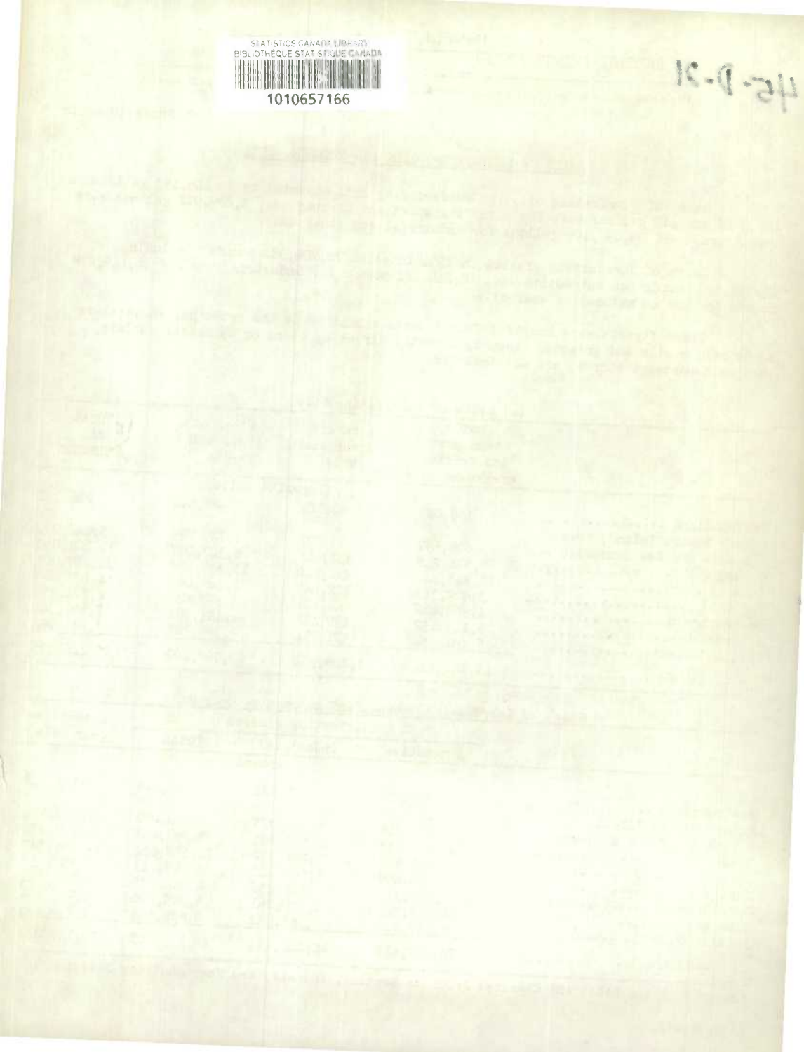STATISTICS CANADA LIBRARY
BIBLIOTHÈQUE STATISTIQUE CANADA

1010657166